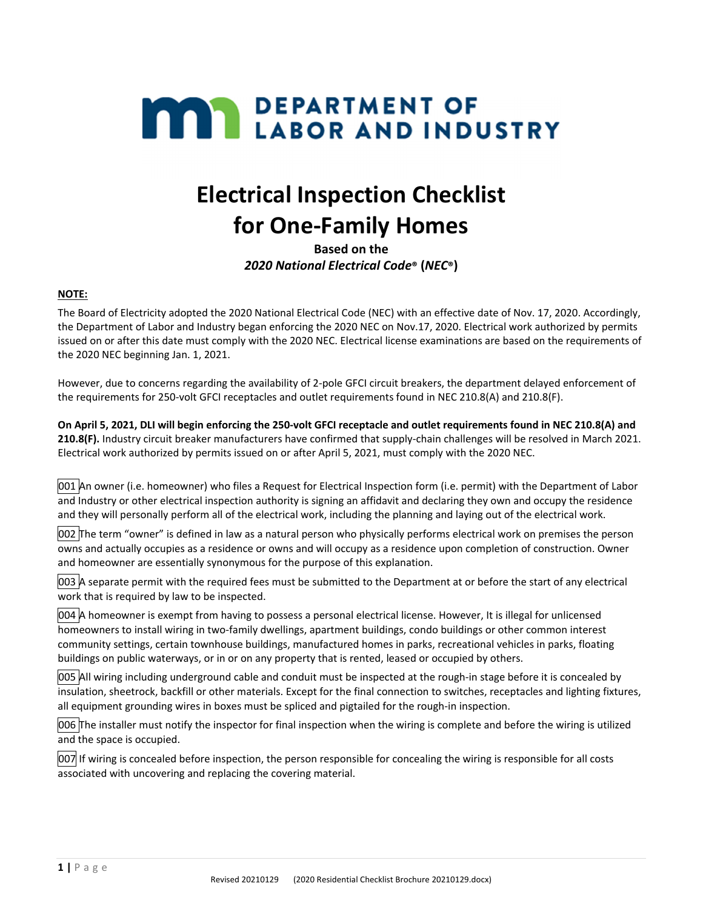# DEPARTMENT OF LABOR AND INDUSTRY

# Electrical Inspection Checklist for One-Family Homes

**Based on the**
***2020 National Electrical Code*® (*NEC*®)**

**NOTE:**

The Board of Electricity adopted the 2020 National Electrical Code (NEC) with an effective date of Nov. 17, 2020. Accordingly, the Department of Labor and Industry began enforcing the 2020 NEC on Nov.17, 2020. Electrical work authorized by permits issued on or after this date must comply with the 2020 NEC. Electrical license examinations are based on the requirements of the 2020 NEC beginning Jan. 1, 2021.

However, due to concerns regarding the availability of 2-pole GFCI circuit breakers, the department delayed enforcement of the requirements for 250-volt GFCI receptacles and outlet requirements found in NEC 210.8(A) and 210.8(F).

**On April 5, 2021, DLI will begin enforcing the 250-volt GFCI receptacle and outlet requirements found in NEC 210.8(A) and 210.8(F).** Industry circuit breaker manufacturers have confirmed that supply-chain challenges will be resolved in March 2021. Electrical work authorized by permits issued on or after April 5, 2021, must comply with the 2020 NEC.

001 An owner (i.e. homeowner) who files a Request for Electrical Inspection form (i.e. permit) with the Department of Labor and Industry or other electrical inspection authority is signing an affidavit and declaring they own and occupy the residence and they will personally perform all of the electrical work, including the planning and laying out of the electrical work.

002 The term "owner" is defined in law as a natural person who physically performs electrical work on premises the person owns and actually occupies as a residence or owns and will occupy as a residence upon completion of construction. Owner and homeowner are essentially synonymous for the purpose of this explanation.

003 A separate permit with the required fees must be submitted to the Department at or before the start of any electrical work that is required by law to be inspected.

004 A homeowner is exempt from having to possess a personal electrical license. However, It is illegal for unlicensed homeowners to install wiring in two-family dwellings, apartment buildings, condo buildings or other common interest community settings, certain townhouse buildings, manufactured homes in parks, recreational vehicles in parks, floating buildings on public waterways, or in or on any property that is rented, leased or occupied by others.

005 All wiring including underground cable and conduit must be inspected at the rough-in stage before it is concealed by insulation, sheetrock, backfill or other materials. Except for the final connection to switches, receptacles and lighting fixtures, all equipment grounding wires in boxes must be spliced and pigtailed for the rough-in inspection.

006 The installer must notify the inspector for final inspection when the wiring is complete and before the wiring is utilized and the space is occupied.

007 If wiring is concealed before inspection, the person responsible for concealing the wiring is responsible for all costs associated with uncovering and replacing the covering material.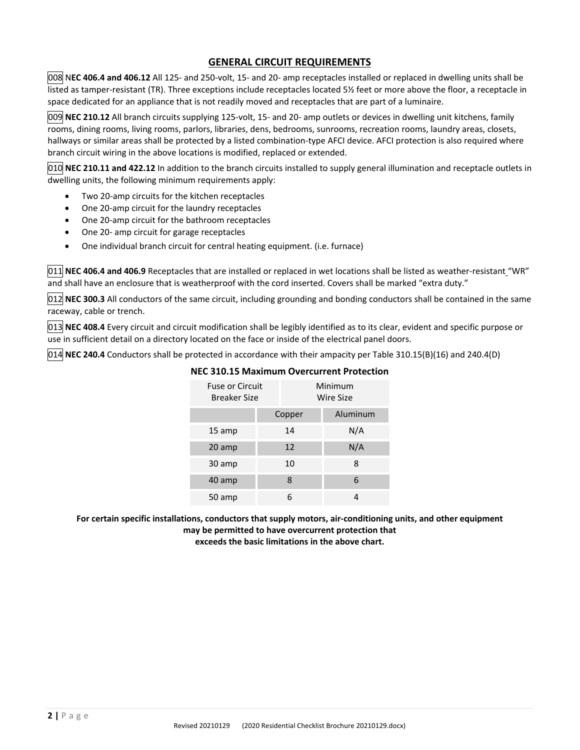## GENERAL CIRCUIT REQUIREMENTS

008 N**EC 406.4 and 406.12** All 125- and 250-volt, 15- and 20- amp receptacles installed or replaced in dwelling units shall be listed as tamper-resistant (TR). Three exceptions include receptacles located 5½ feet or more above the floor, a receptacle in space dedicated for an appliance that is not readily moved and receptacles that are part of a luminaire.

009 **NEC 210.12** All branch circuits supplying 125-volt, 15- and 20- amp outlets or devices in dwelling unit kitchens, family rooms, dining rooms, living rooms, parlors, libraries, dens, bedrooms, sunrooms, recreation rooms, laundry areas, closets, hallways or similar areas shall be protected by a listed combination-type AFCI device. AFCI protection is also required where branch circuit wiring in the above locations is modified, replaced or extended.

010 **NEC 210.11 and 422.12** In addition to the branch circuits installed to supply general illumination and receptacle outlets in dwelling units, the following minimum requirements apply:

- Two 20-amp circuits for the kitchen receptacles
- One 20-amp circuit for the laundry receptacles
- One 20-amp circuit for the bathroom receptacles
- One 20- amp circuit for garage receptacles
- One individual branch circuit for central heating equipment. (i.e. furnace)

011 **NEC 406.4 and 406.9** Receptacles that are installed or replaced in wet locations shall be listed as weather-resistant "WR" and shall have an enclosure that is weatherproof with the cord inserted. Covers shall be marked "extra duty."

012 **NEC 300.3** All conductors of the same circuit, including grounding and bonding conductors shall be contained in the same raceway, cable or trench.

013 **NEC 408.4** Every circuit and circuit modification shall be legibly identified as to its clear, evident and specific purpose or use in sufficient detail on a directory located on the face or inside of the electrical panel doors.

014 **NEC 240.4** Conductors shall be protected in accordance with their ampacity per Table 310.15(B)(16) and 240.4(D)

**NEC 310.15 Maximum Overcurrent Protection**

| Fuse or Circuit Breaker Size | Minimum Wire Size | |
|---|---|---|
| | Copper | Aluminum |
| 15 amp | 14 | N/A |
| 20 amp | 12 | N/A |
| 30 amp | 10 | 8 |
| 40 amp | 8 | 6 |
| 50 amp | 6 | 4 |

**For certain specific installations, conductors that supply motors, air-conditioning units, and other equipment may be permitted to have overcurrent protection that exceeds the basic limitations in the above chart.**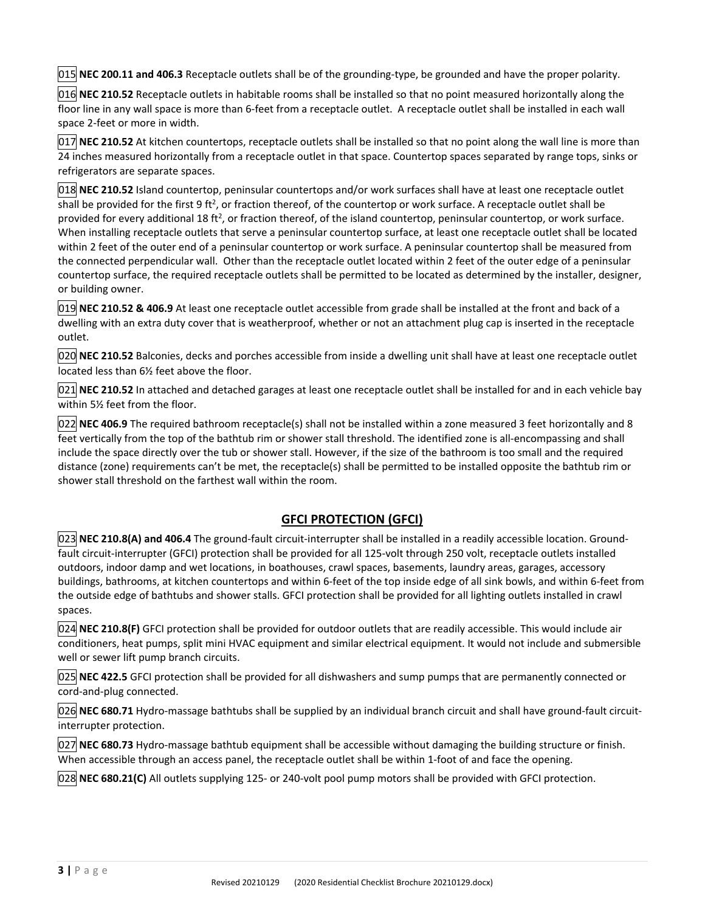015 **NEC 200.11 and 406.3** Receptacle outlets shall be of the grounding-type, be grounded and have the proper polarity.

016 **NEC 210.52** Receptacle outlets in habitable rooms shall be installed so that no point measured horizontally along the floor line in any wall space is more than 6-feet from a receptacle outlet. A receptacle outlet shall be installed in each wall space 2-feet or more in width.

017 **NEC 210.52** At kitchen countertops, receptacle outlets shall be installed so that no point along the wall line is more than 24 inches measured horizontally from a receptacle outlet in that space. Countertop spaces separated by range tops, sinks or refrigerators are separate spaces.

018 **NEC 210.52** Island countertop, peninsular countertops and/or work surfaces shall have at least one receptacle outlet shall be provided for the first 9 $ft^2$, or fraction thereof, of the countertop or work surface. A receptacle outlet shall be provided for every additional 18 $ft^2$, or fraction thereof, of the island countertop, peninsular countertop, or work surface. When installing receptacle outlets that serve a peninsular countertop surface, at least one receptacle outlet shall be located within 2 feet of the outer end of a peninsular countertop or work surface. A peninsular countertop shall be measured from the connected perpendicular wall. Other than the receptacle outlet located within 2 feet of the outer edge of a peninsular countertop surface, the required receptacle outlets shall be permitted to be located as determined by the installer, designer, or building owner.

019 **NEC 210.52 & 406.9** At least one receptacle outlet accessible from grade shall be installed at the front and back of a dwelling with an extra duty cover that is weatherproof, whether or not an attachment plug cap is inserted in the receptacle outlet.

020 **NEC 210.52** Balconies, decks and porches accessible from inside a dwelling unit shall have at least one receptacle outlet located less than 6½ feet above the floor.

021 **NEC 210.52** In attached and detached garages at least one receptacle outlet shall be installed for and in each vehicle bay within 5½ feet from the floor.

022 **NEC 406.9** The required bathroom receptacle(s) shall not be installed within a zone measured 3 feet horizontally and 8 feet vertically from the top of the bathtub rim or shower stall threshold. The identified zone is all-encompassing and shall include the space directly over the tub or shower stall. However, if the size of the bathroom is too small and the required distance (zone) requirements can't be met, the receptacle(s) shall be permitted to be installed opposite the bathtub rim or shower stall threshold on the farthest wall within the room.

## GFCI PROTECTION (GFCI)

023 **NEC 210.8(A) and 406.4** The ground-fault circuit-interrupter shall be installed in a readily accessible location. Ground-fault circuit-interrupter (GFCI) protection shall be provided for all 125-volt through 250 volt, receptacle outlets installed outdoors, indoor damp and wet locations, in boathouses, crawl spaces, basements, laundry areas, garages, accessory buildings, bathrooms, at kitchen countertops and within 6-feet of the top inside edge of all sink bowls, and within 6-feet from the outside edge of bathtubs and shower stalls. GFCI protection shall be provided for all lighting outlets installed in crawl spaces.

024 **NEC 210.8(F)** GFCI protection shall be provided for outdoor outlets that are readily accessible. This would include air conditioners, heat pumps, split mini HVAC equipment and similar electrical equipment. It would not include and submersible well or sewer lift pump branch circuits.

025 **NEC 422.5** GFCI protection shall be provided for all dishwashers and sump pumps that are permanently connected or cord-and-plug connected.

026 **NEC 680.71** Hydro-massage bathtubs shall be supplied by an individual branch circuit and shall have ground-fault circuit-interrupter protection.

027 **NEC 680.73** Hydro-massage bathtub equipment shall be accessible without damaging the building structure or finish. When accessible through an access panel, the receptacle outlet shall be within 1-foot of and face the opening.

028 **NEC 680.21(C)** All outlets supplying 125- or 240-volt pool pump motors shall be provided with GFCI protection.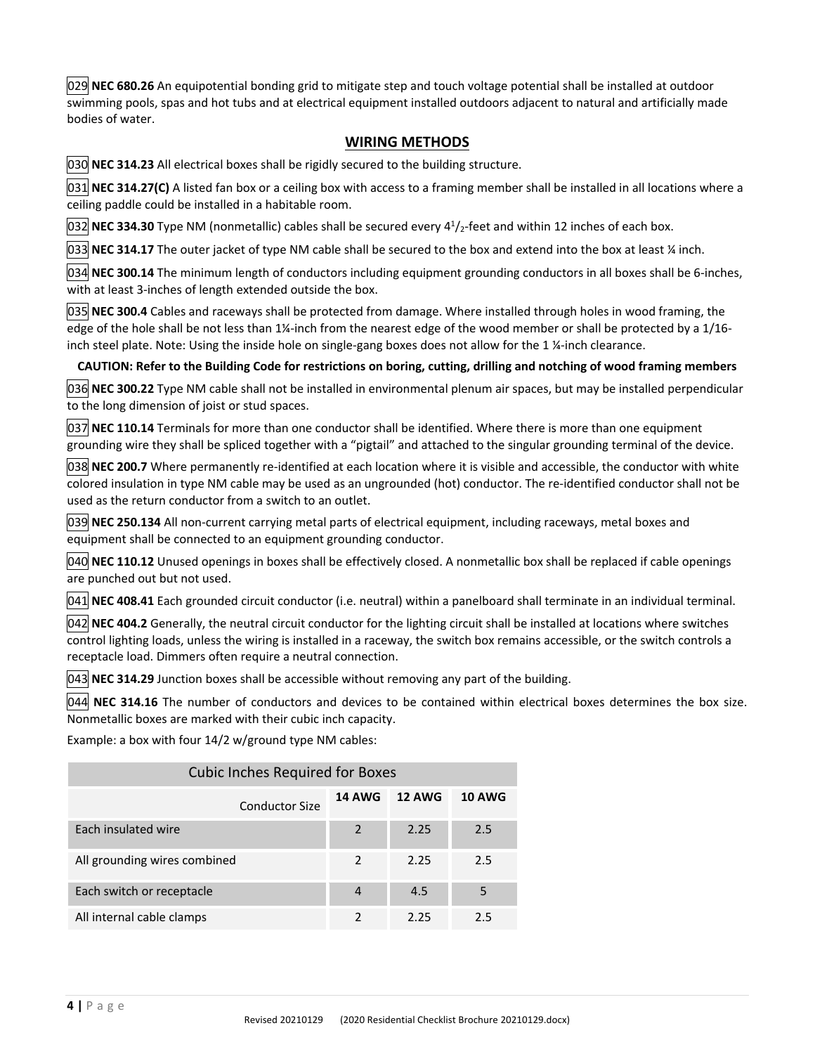029 **NEC 680.26** An equipotential bonding grid to mitigate step and touch voltage potential shall be installed at outdoor swimming pools, spas and hot tubs and at electrical equipment installed outdoors adjacent to natural and artificially made bodies of water.

## WIRING METHODS

030 **NEC 314.23** All electrical boxes shall be rigidly secured to the building structure.

031 **NEC 314.27(C)** A listed fan box or a ceiling box with access to a framing member shall be installed in all locations where a ceiling paddle could be installed in a habitable room.

032 **NEC 334.30** Type NM (nonmetallic) cables shall be secured every $4^1/_2$-feet and within 12 inches of each box.

033 **NEC 314.17** The outer jacket of type NM cable shall be secured to the box and extend into the box at least ¼ inch.

034 **NEC 300.14** The minimum length of conductors including equipment grounding conductors in all boxes shall be 6-inches, with at least 3-inches of length extended outside the box.

035 **NEC 300.4** Cables and raceways shall be protected from damage. Where installed through holes in wood framing, the edge of the hole shall be not less than 1¼-inch from the nearest edge of the wood member or shall be protected by a 1/16-inch steel plate. Note: Using the inside hole on single-gang boxes does not allow for the 1 ¼-inch clearance.

**CAUTION: Refer to the Building Code for restrictions on boring, cutting, drilling and notching of wood framing members**

036 **NEC 300.22** Type NM cable shall not be installed in environmental plenum air spaces, but may be installed perpendicular to the long dimension of joist or stud spaces.

037 **NEC 110.14** Terminals for more than one conductor shall be identified. Where there is more than one equipment grounding wire they shall be spliced together with a "pigtail" and attached to the singular grounding terminal of the device.

038 **NEC 200.7** Where permanently re-identified at each location where it is visible and accessible, the conductor with white colored insulation in type NM cable may be used as an ungrounded (hot) conductor. The re-identified conductor shall not be used as the return conductor from a switch to an outlet.

039 **NEC 250.134** All non-current carrying metal parts of electrical equipment, including raceways, metal boxes and equipment shall be connected to an equipment grounding conductor.

040 **NEC 110.12** Unused openings in boxes shall be effectively closed. A nonmetallic box shall be replaced if cable openings are punched out but not used.

041 **NEC 408.41** Each grounded circuit conductor (i.e. neutral) within a panelboard shall terminate in an individual terminal.

042 **NEC 404.2** Generally, the neutral circuit conductor for the lighting circuit shall be installed at locations where switches control lighting loads, unless the wiring is installed in a raceway, the switch box remains accessible, or the switch controls a receptacle load. Dimmers often require a neutral connection.

043 **NEC 314.29** Junction boxes shall be accessible without removing any part of the building.

044 **NEC 314.16** The number of conductors and devices to be contained within electrical boxes determines the box size. Nonmetallic boxes are marked with their cubic inch capacity.

Example: a box with four 14/2 w/ground type NM cables:

| Cubic Inches Required for Boxes | | | |
|---|---|---|---|
| Conductor Size | **14 AWG** | **12 AWG** | **10 AWG** |
| Each insulated wire | 2 | 2.25 | 2.5 |
| All grounding wires combined | 2 | 2.25 | 2.5 |
| Each switch or receptacle | 4 | 4.5 | 5 |
| All internal cable clamps | 2 | 2.25 | 2.5 |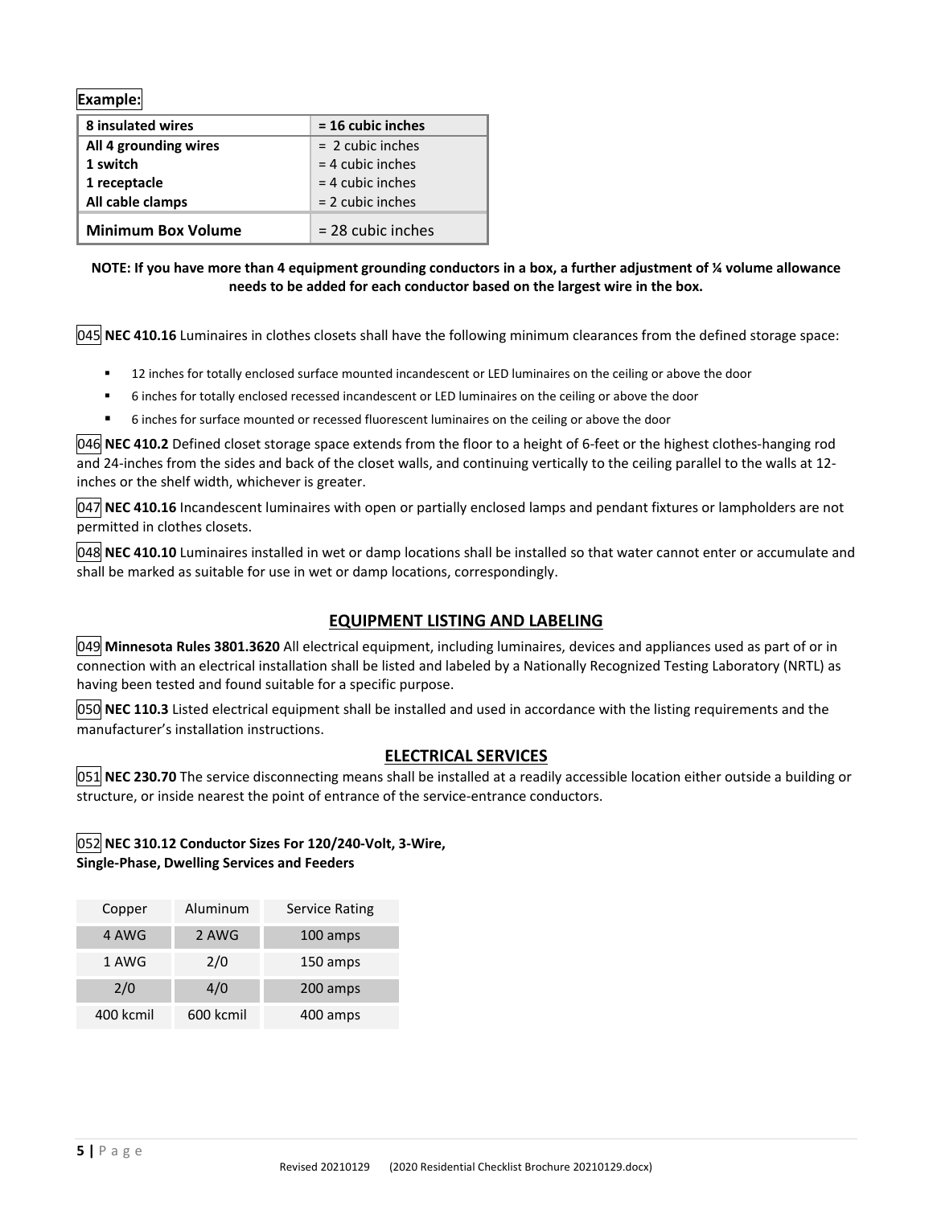**Example:**

| 8 insulated wires | = 16 cubic inches |
|---|---|
| All 4 grounding wires | = 2 cubic inches |
| 1 switch | = 4 cubic inches |
| 1 receptacle | = 4 cubic inches |
| All cable clamps | = 2 cubic inches |
| **Minimum Box Volume** | = 28 cubic inches |

**NOTE: If you have more than 4 equipment grounding conductors in a box, a further adjustment of ¼ volume allowance needs to be added for each conductor based on the largest wire in the box.**

045 **NEC 410.16** Luminaires in clothes closets shall have the following minimum clearances from the defined storage space:

- 12 inches for totally enclosed surface mounted incandescent or LED luminaires on the ceiling or above the door
- 6 inches for totally enclosed recessed incandescent or LED luminaires on the ceiling or above the door
- 6 inches for surface mounted or recessed fluorescent luminaires on the ceiling or above the door

046 **NEC 410.2** Defined closet storage space extends from the floor to a height of 6-feet or the highest clothes-hanging rod and 24-inches from the sides and back of the closet walls, and continuing vertically to the ceiling parallel to the walls at 12-inches or the shelf width, whichever is greater.

047 **NEC 410.16** Incandescent luminaires with open or partially enclosed lamps and pendant fixtures or lampholders are not permitted in clothes closets.

048 **NEC 410.10** Luminaires installed in wet or damp locations shall be installed so that water cannot enter or accumulate and shall be marked as suitable for use in wet or damp locations, correspondingly.

## EQUIPMENT LISTING AND LABELING

049 **Minnesota Rules 3801.3620** All electrical equipment, including luminaires, devices and appliances used as part of or in connection with an electrical installation shall be listed and labeled by a Nationally Recognized Testing Laboratory (NRTL) as having been tested and found suitable for a specific purpose.

050 **NEC 110.3** Listed electrical equipment shall be installed and used in accordance with the listing requirements and the manufacturer's installation instructions.

## ELECTRICAL SERVICES

051 **NEC 230.70** The service disconnecting means shall be installed at a readily accessible location either outside a building or structure, or inside nearest the point of entrance of the service-entrance conductors.

052 **NEC 310.12 Conductor Sizes For 120/240-Volt, 3-Wire, Single-Phase, Dwelling Services and Feeders**

| Copper | Aluminum | Service Rating |
|---|---|---|
| 4 AWG | 2 AWG | 100 amps |
| 1 AWG | 2/0 | 150 amps |
| 2/0 | 4/0 | 200 amps |
| 400 kcmil | 600 kcmil | 400 amps |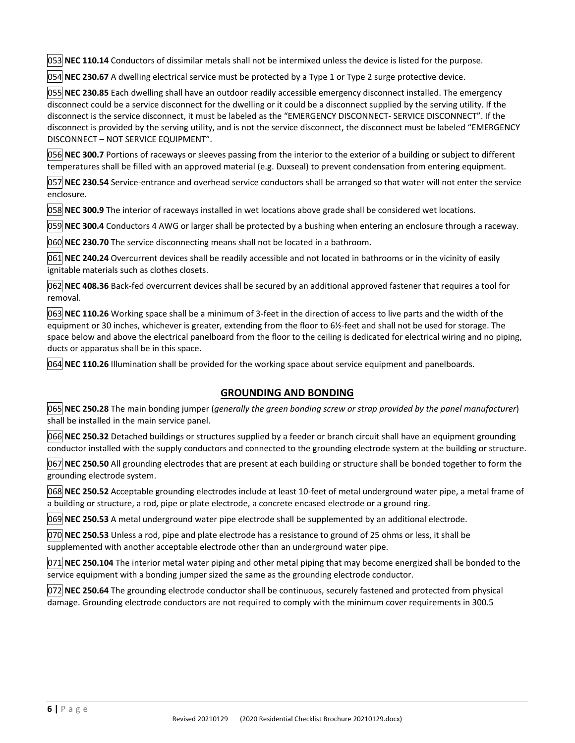053 **NEC 110.14** Conductors of dissimilar metals shall not be intermixed unless the device is listed for the purpose.

054 **NEC 230.67** A dwelling electrical service must be protected by a Type 1 or Type 2 surge protective device.

055 **NEC 230.85** Each dwelling shall have an outdoor readily accessible emergency disconnect installed. The emergency disconnect could be a service disconnect for the dwelling or it could be a disconnect supplied by the serving utility. If the disconnect is the service disconnect, it must be labeled as the "EMERGENCY DISCONNECT- SERVICE DISCONNECT". If the disconnect is provided by the serving utility, and is not the service disconnect, the disconnect must be labeled "EMERGENCY DISCONNECT – NOT SERVICE EQUIPMENT".

056 **NEC 300.7** Portions of raceways or sleeves passing from the interior to the exterior of a building or subject to different temperatures shall be filled with an approved material (e.g. Duxseal) to prevent condensation from entering equipment.

057 **NEC 230.54** Service-entrance and overhead service conductors shall be arranged so that water will not enter the service enclosure.

058 **NEC 300.9** The interior of raceways installed in wet locations above grade shall be considered wet locations.

059 **NEC 300.4** Conductors 4 AWG or larger shall be protected by a bushing when entering an enclosure through a raceway.

060 **NEC 230.70** The service disconnecting means shall not be located in a bathroom.

061 **NEC 240.24** Overcurrent devices shall be readily accessible and not located in bathrooms or in the vicinity of easily ignitable materials such as clothes closets.

062 **NEC 408.36** Back-fed overcurrent devices shall be secured by an additional approved fastener that requires a tool for removal.

063 **NEC 110.26** Working space shall be a minimum of 3-feet in the direction of access to live parts and the width of the equipment or 30 inches, whichever is greater, extending from the floor to 6½-feet and shall not be used for storage. The space below and above the electrical panelboard from the floor to the ceiling is dedicated for electrical wiring and no piping, ducts or apparatus shall be in this space.

064 **NEC 110.26** Illumination shall be provided for the working space about service equipment and panelboards.

## GROUNDING AND BONDING

065 **NEC 250.28** The main bonding jumper (*generally the green bonding screw or strap provided by the panel manufacturer*) shall be installed in the main service panel.

066 **NEC 250.32** Detached buildings or structures supplied by a feeder or branch circuit shall have an equipment grounding conductor installed with the supply conductors and connected to the grounding electrode system at the building or structure.

067 **NEC 250.50** All grounding electrodes that are present at each building or structure shall be bonded together to form the grounding electrode system.

068 **NEC 250.52** Acceptable grounding electrodes include at least 10-feet of metal underground water pipe, a metal frame of a building or structure, a rod, pipe or plate electrode, a concrete encased electrode or a ground ring.

069 **NEC 250.53** A metal underground water pipe electrode shall be supplemented by an additional electrode.

070 **NEC 250.53** Unless a rod, pipe and plate electrode has a resistance to ground of 25 ohms or less, it shall be supplemented with another acceptable electrode other than an underground water pipe.

071 **NEC 250.104** The interior metal water piping and other metal piping that may become energized shall be bonded to the service equipment with a bonding jumper sized the same as the grounding electrode conductor.

072 **NEC 250.64** The grounding electrode conductor shall be continuous, securely fastened and protected from physical damage. Grounding electrode conductors are not required to comply with the minimum cover requirements in 300.5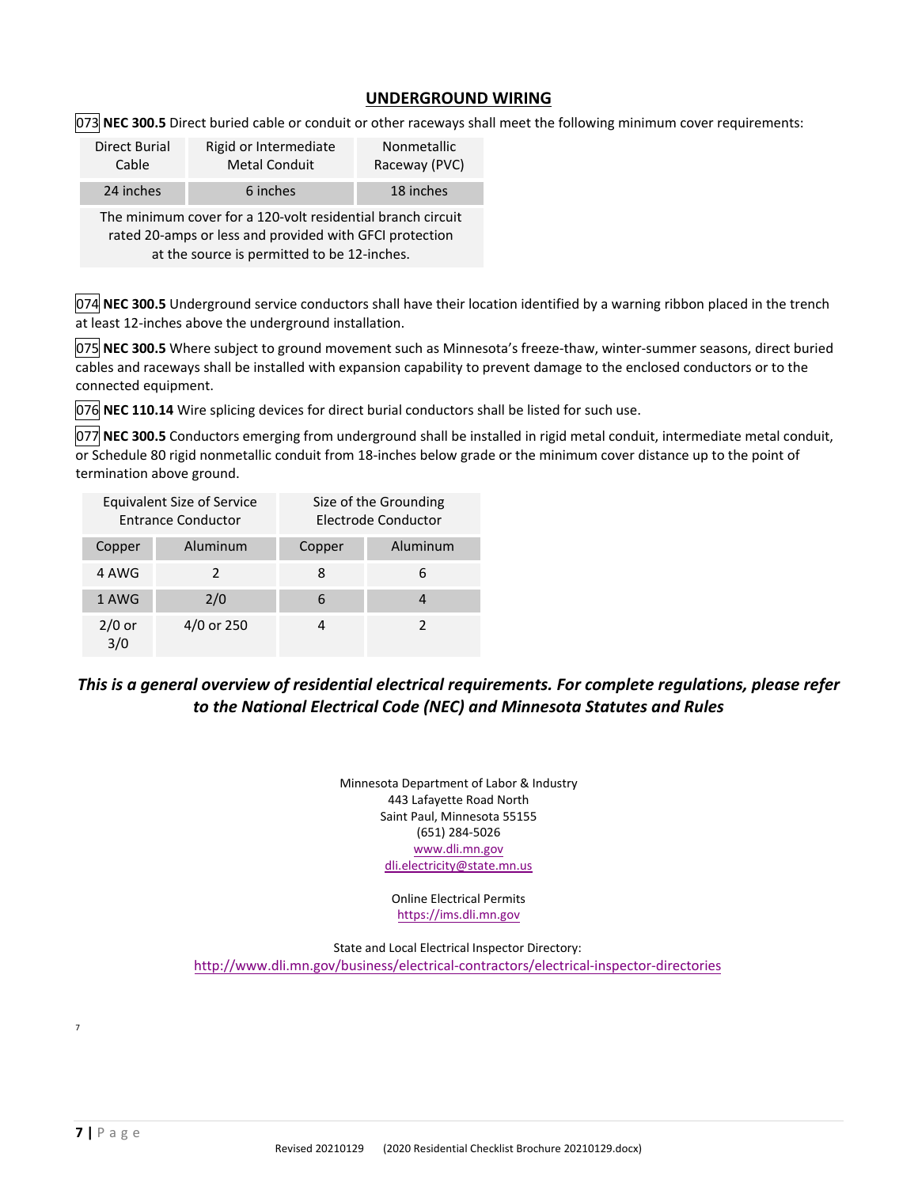## UNDERGROUND WIRING

073 **NEC 300.5** Direct buried cable or conduit or other raceways shall meet the following minimum cover requirements:

| Direct Burial Cable | Rigid or Intermediate Metal Conduit | Nonmetallic Raceway (PVC) |
|---|---|---|
| 24 inches | 6 inches | 18 inches |
| The minimum cover for a 120-volt residential branch circuit rated 20-amps or less and provided with GFCI protection at the source is permitted to be 12-inches. | | |

074 **NEC 300.5** Underground service conductors shall have their location identified by a warning ribbon placed in the trench at least 12-inches above the underground installation.

075 **NEC 300.5** Where subject to ground movement such as Minnesota's freeze-thaw, winter-summer seasons, direct buried cables and raceways shall be installed with expansion capability to prevent damage to the enclosed conductors or to the connected equipment.

076 **NEC 110.14** Wire splicing devices for direct burial conductors shall be listed for such use.

077 **NEC 300.5** Conductors emerging from underground shall be installed in rigid metal conduit, intermediate metal conduit, or Schedule 80 rigid nonmetallic conduit from 18-inches below grade or the minimum cover distance up to the point of termination above ground.

| Equivalent Size of Service Entrance Conductor | | Size of the Grounding Electrode Conductor | |
|---|---|---|---|
| Copper | Aluminum | Copper | Aluminum |
| 4 AWG | 2 | 8 | 6 |
| 1 AWG | 2/0 | 6 | 4 |
| 2/0 or 3/0 | 4/0 or 250 | 4 | 2 |

***This is a general overview of residential electrical requirements. For complete regulations, please refer to the National Electrical Code (NEC) and Minnesota Statutes and Rules***

Minnesota Department of Labor & Industry
443 Lafayette Road North
Saint Paul, Minnesota 55155
(651) 284-5026
www.dli.mn.gov
dli.electricity@state.mn.us

Online Electrical Permits
https://ims.dli.mn.gov

State and Local Electrical Inspector Directory:
http://www.dli.mn.gov/business/electrical-contractors/electrical-inspector-directories

Revised 20210129 (2020 Residential Checklist Brochure 20210129.docx)